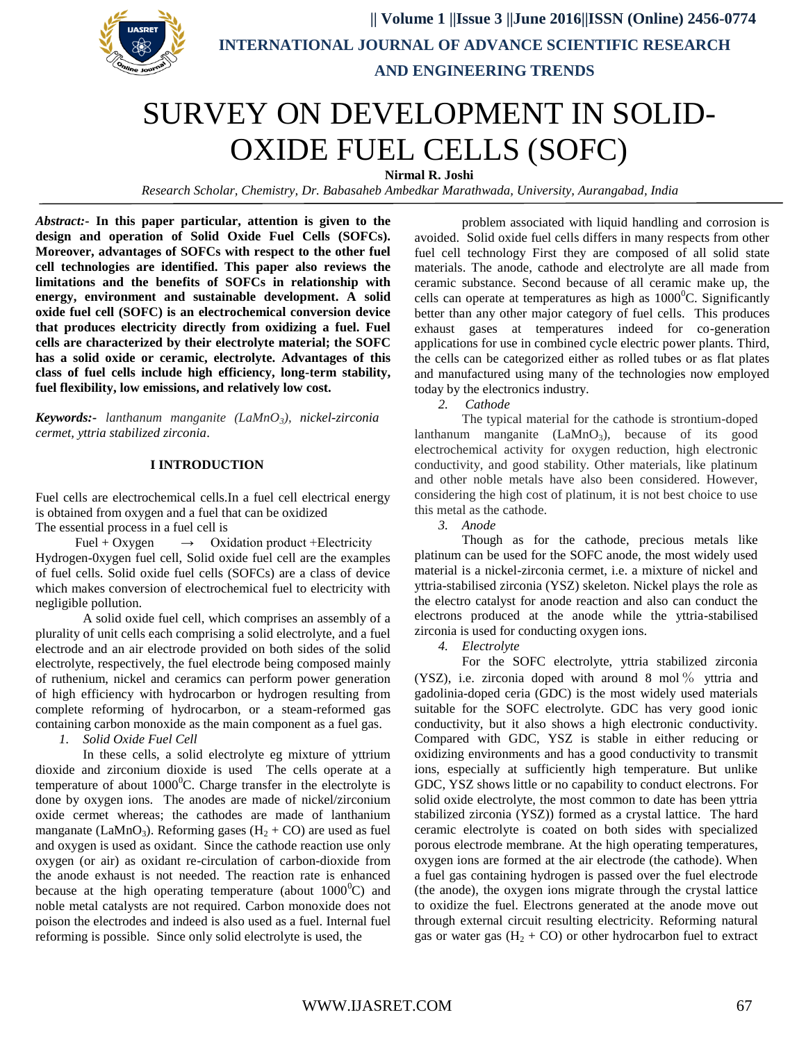# SURVEY ON DEVELOPMENT IN SOLID-OXIDE FUEL CELLS (SOFC)

**Nirmal R. Joshi**

*Research Scholar, Chemistry, Dr. Babasaheb Ambedkar Marathwada, University, Aurangabad, India*

***Abstract:-*** **In this paper particular, attention is given to the design and operation of Solid Oxide Fuel Cells (SOFCs). Moreover, advantages of SOFCs with respect to the other fuel cell technologies are identified. This paper also reviews the limitations and the benefits of SOFCs in relationship with energy, environment and sustainable development. A solid oxide fuel cell (SOFC) is an electrochemical conversion device that produces electricity directly from oxidizing a fuel. Fuel cells are characterized by their electrolyte material; the SOFC has a solid oxide or ceramic, electrolyte. Advantages of this class of fuel cells include high efficiency, long-term stability, fuel flexibility, low emissions, and relatively low cost.**

***Keywords:-*** *lanthanum manganite ($LaMnO_3$), nickel-zirconia cermet, yttria stabilized zirconia*.

## I INTRODUCTION

Fuel cells are electrochemical cells.In a fuel cell electrical energy is obtained from oxygen and a fuel that can be oxidized

The essential process in a fuel cell is

Fuel + Oxygen $\rightarrow$ Oxidation product +Electricity

Hydrogen-0xygen fuel cell, Solid oxide fuel cell are the examples of fuel cells. Solid oxide fuel cells (SOFCs) are a class of device which makes conversion of electrochemical fuel to electricity with negligible pollution.

A solid oxide fuel cell, which comprises an assembly of a plurality of unit cells each comprising a solid electrolyte, and a fuel electrode and an air electrode provided on both sides of the solid electrolyte, respectively, the fuel electrode being composed mainly of ruthenium, nickel and ceramics can perform power generation of high efficiency with hydrocarbon or hydrogen resulting from complete reforming of hydrocarbon, or a steam-reformed gas containing carbon monoxide as the main component as a fuel gas.

### 1. *Solid Oxide Fuel Cell*

In these cells, a solid electrolyte eg mixture of yttrium dioxide and zirconium dioxide is used The cells operate at a temperature of about $1000^0$C. Charge transfer in the electrolyte is done by oxygen ions. The anodes are made of nickel/zirconium oxide cermet whereas; the cathodes are made of lanthanium manganate ($LaMnO_3$). Reforming gases ($H_2$ + CO) are used as fuel and oxygen is used as oxidant. Since the cathode reaction use only oxygen (or air) as oxidant re-circulation of carbon-dioxide from the anode exhaust is not needed. The reaction rate is enhanced because at the high operating temperature (about $1000^0$C) and noble metal catalysts are not required. Carbon monoxide does not poison the electrodes and indeed is also used as a fuel. Internal fuel reforming is possible. Since only solid electrolyte is used, the problem associated with liquid handling and corrosion is avoided. Solid oxide fuel cells differs in many respects from other fuel cell technology First they are composed of all solid state materials. The anode, cathode and electrolyte are all made from ceramic substance. Second because of all ceramic make up, the cells can operate at temperatures as high as $1000^0$C. Significantly better than any other major category of fuel cells. This produces exhaust gases at temperatures indeed for co-generation applications for use in combined cycle electric power plants. Third, the cells can be categorized either as rolled tubes or as flat plates and manufactured using many of the technologies now employed today by the electronics industry.

### 2. *Cathode*

The typical material for the cathode is strontium-doped lanthanum manganite ($LaMnO_3$), because of its good electrochemical activity for oxygen reduction, high electronic conductivity, and good stability. Other materials, like platinum and other noble metals have also been considered. However, considering the high cost of platinum, it is not best choice to use this metal as the cathode.

### 3. *Anode*

Though as for the cathode, precious metals like platinum can be used for the SOFC anode, the most widely used material is a nickel-zirconia cermet, i.e. a mixture of nickel and yttria-stabilised zirconia (YSZ) skeleton. Nickel plays the role as the electro catalyst for anode reaction and also can conduct the electrons produced at the anode while the yttria-stabilised zirconia is used for conducting oxygen ions.

### 4. *Electrolyte*

For the SOFC electrolyte, yttria stabilized zirconia (YSZ), i.e. zirconia doped with around 8 mol％ yttria and gadolinia-doped ceria (GDC) is the most widely used materials suitable for the SOFC electrolyte. GDC has very good ionic conductivity, but it also shows a high electronic conductivity. Compared with GDC, YSZ is stable in either reducing or oxidizing environments and has a good conductivity to transmit ions, especially at sufficiently high temperature. But unlike GDC, YSZ shows little or no capability to conduct electrons. For solid oxide electrolyte, the most common to date has been yttria stabilized zirconia (YSZ)) formed as a crystal lattice. The hard ceramic electrolyte is coated on both sides with specialized porous electrode membrane. At the high operating temperatures, oxygen ions are formed at the air electrode (the cathode). When a fuel gas containing hydrogen is passed over the fuel electrode (the anode), the oxygen ions migrate through the crystal lattice to oxidize the fuel. Electrons generated at the anode move out through external circuit resulting electricity. Reforming natural gas or water gas ($H_2$ + CO) or other hydrocarbon fuel to extract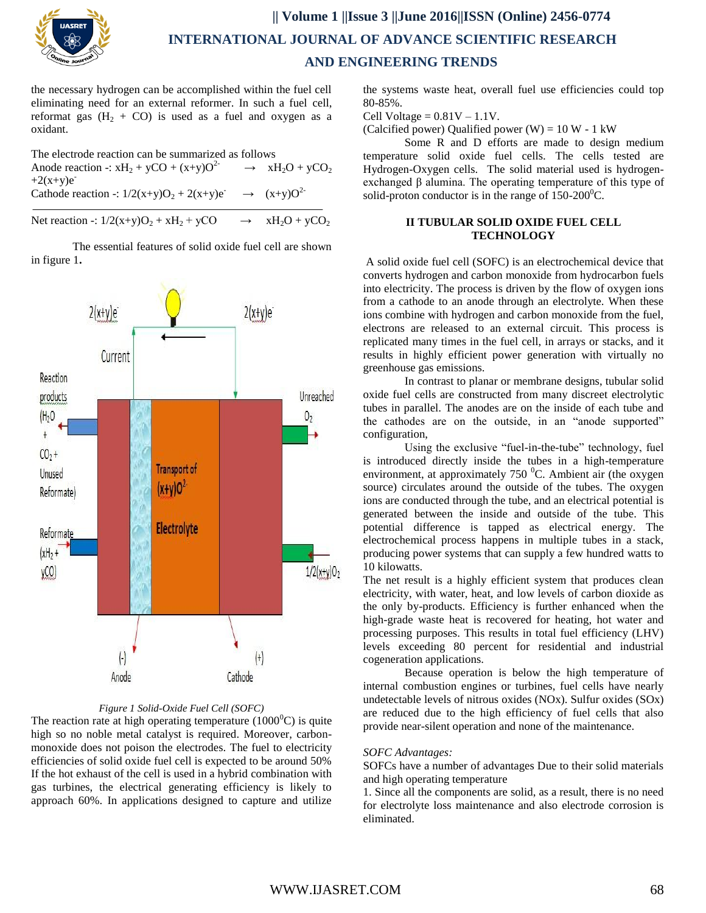the necessary hydrogen can be accomplished within the fuel cell eliminating need for an external reformer. In such a fuel cell, reformat gas ($H_2$ + CO) is used as a fuel and oxygen as a oxidant.

The electrode reaction can be summarized as follows

Anode reaction -: $xH_2 + yCO + (x+y)O^{2-} \rightarrow xH_2O + yCO_2 + 2(x+y)e^-$

Cathode reaction -: $1/2(x+y)O_2 + 2(x+y)e^- \rightarrow (x+y)O^{2-}$

Net reaction -: $1/2(x+y)O_2 + xH_2 + yCO \rightarrow xH_2O + yCO_2$

The essential features of solid oxide fuel cell are shown in figure 1.

*Figure 1 Solid-Oxide Fuel Cell (SOFC)*

The reaction rate at high operating temperature (1000$^0$C) is quite high so no noble metal catalyst is required. Moreover, carbon-monoxide does not poison the electrodes. The fuel to electricity efficiencies of solid oxide fuel cell is expected to be around 50% If the hot exhaust of the cell is used in a hybrid combination with gas turbines, the electrical generating efficiency is likely to approach 60%. In applications designed to capture and utilize the systems waste heat, overall fuel use efficiencies could top 80-85%.

Cell Voltage = 0.81V – 1.1V.

(Calcified power) Qualified power (W) = 10 W - 1 kW

Some R and D efforts are made to design medium temperature solid oxide fuel cells. The cells tested are Hydrogen-Oxygen cells. The solid material used is hydrogen-exchanged β alumina. The operating temperature of this type of solid-proton conductor is in the range of 150-200$^0$C.

## II TUBULAR SOLID OXIDE FUEL CELL TECHNOLOGY

A solid oxide fuel cell (SOFC) is an electrochemical device that converts hydrogen and carbon monoxide from hydrocarbon fuels into electricity. The process is driven by the flow of oxygen ions from a cathode to an anode through an electrolyte. When these ions combine with hydrogen and carbon monoxide from the fuel, electrons are released to an external circuit. This process is replicated many times in the fuel cell, in arrays or stacks, and it results in highly efficient power generation with virtually no greenhouse gas emissions.

In contrast to planar or membrane designs, tubular solid oxide fuel cells are constructed from many discreet electrolytic tubes in parallel. The anodes are on the inside of each tube and the cathodes are on the outside, in an "anode supported" configuration,

Using the exclusive "fuel-in-the-tube" technology, fuel is introduced directly inside the tubes in a high-temperature environment, at approximately 750 $^0$C. Ambient air (the oxygen source) circulates around the outside of the tubes. The oxygen ions are conducted through the tube, and an electrical potential is generated between the inside and outside of the tube. This potential difference is tapped as electrical energy. The electrochemical process happens in multiple tubes in a stack, producing power systems that can supply a few hundred watts to 10 kilowatts.

The net result is a highly efficient system that produces clean electricity, with water, heat, and low levels of carbon dioxide as the only by-products. Efficiency is further enhanced when the high-grade waste heat is recovered for heating, hot water and processing purposes. This results in total fuel efficiency (LHV) levels exceeding 80 percent for residential and industrial cogeneration applications.

Because operation is below the high temperature of internal combustion engines or turbines, fuel cells have nearly undetectable levels of nitrous oxides (NOx). Sulfur oxides (SOx) are reduced due to the high efficiency of fuel cells that also provide near-silent operation and none of the maintenance.

*SOFC Advantages:*

SOFCs have a number of advantages Due to their solid materials and high operating temperature

1. Since all the components are solid, as a result, there is no need for electrolyte loss maintenance and also electrode corrosion is eliminated.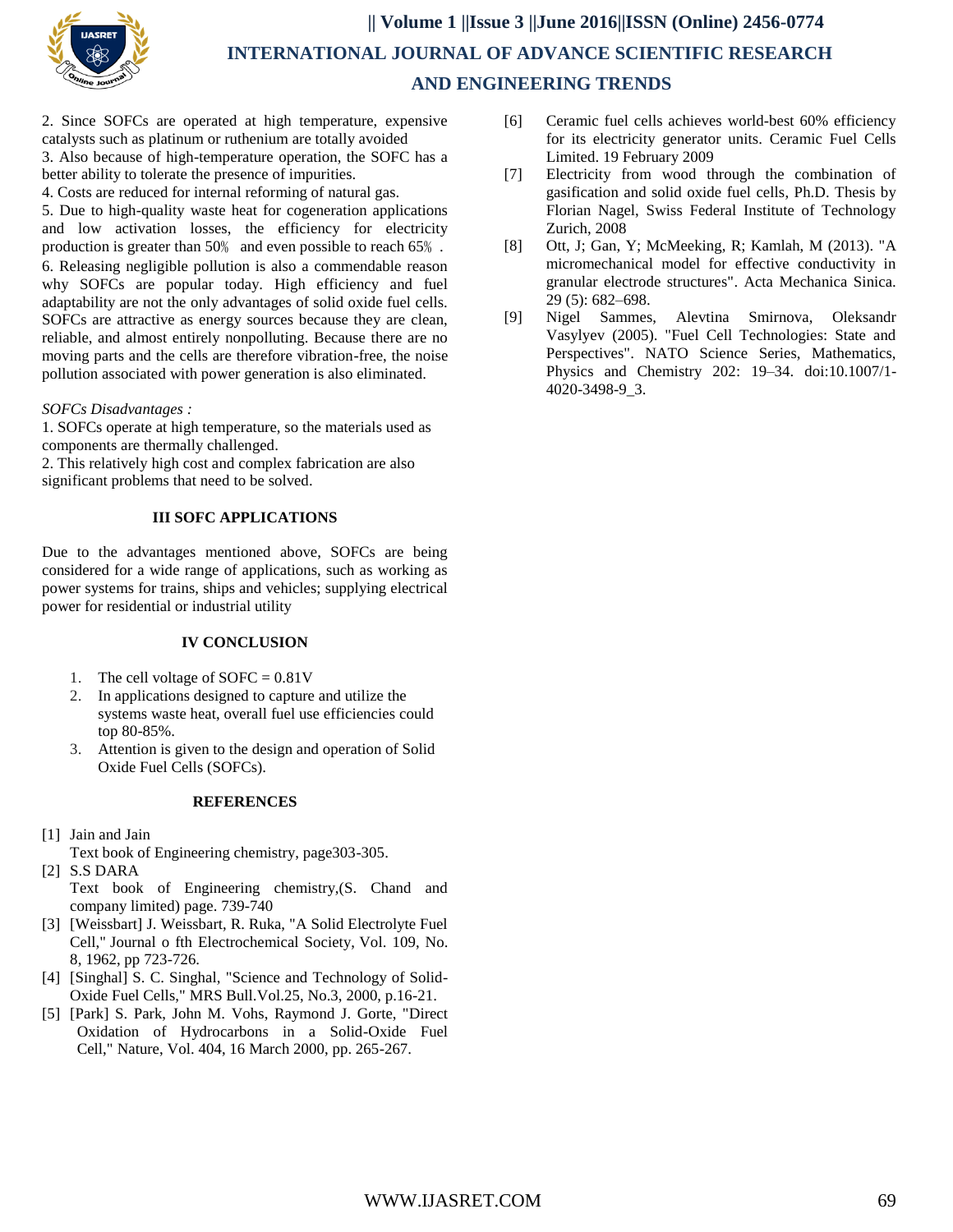2. Since SOFCs are operated at high temperature, expensive catalysts such as platinum or ruthenium are totally avoided

3. Also because of high-temperature operation, the SOFC has a better ability to tolerate the presence of impurities.

4. Costs are reduced for internal reforming of natural gas.

5. Due to high-quality waste heat for cogeneration applications and low activation losses, the efficiency for electricity production is greater than 50% and even possible to reach 65% .

6. Releasing negligible pollution is also a commendable reason why SOFCs are popular today. High efficiency and fuel adaptability are not the only advantages of solid oxide fuel cells. SOFCs are attractive as energy sources because they are clean, reliable, and almost entirely nonpolluting. Because there are no moving parts and the cells are therefore vibration-free, the noise pollution associated with power generation is also eliminated.

*SOFCs Disadvantages :*

1. SOFCs operate at high temperature, so the materials used as components are thermally challenged.

2. This relatively high cost and complex fabrication are also significant problems that need to be solved.

## III SOFC APPLICATIONS

Due to the advantages mentioned above, SOFCs are being considered for a wide range of applications, such as working as power systems for trains, ships and vehicles; supplying electrical power for residential or industrial utility

## IV CONCLUSION

1. The cell voltage of SOFC = 0.81V
2. In applications designed to capture and utilize the systems waste heat, overall fuel use efficiencies could top 80-85%.
3. Attention is given to the design and operation of Solid Oxide Fuel Cells (SOFCs).

## REFERENCES

[1] Jain and Jain
Text book of Engineering chemistry, page303-305.

[2] S.S DARA
Text book of Engineering chemistry,(S. Chand and company limited) page. 739-740

[3] [Weissbart] J. Weissbart, R. Ruka, "A Solid Electrolyte Fuel Cell," Journal o fth Electrochemical Society, Vol. 109, No. 8, 1962, pp 723-726.

[4] [Singhal] S. C. Singhal, "Science and Technology of Solid-Oxide Fuel Cells," MRS Bull.Vol.25, No.3, 2000, p.16-21.

[5] [Park] S. Park, John M. Vohs, Raymond J. Gorte, "Direct Oxidation of Hydrocarbons in a Solid-Oxide Fuel Cell," Nature, Vol. 404, 16 March 2000, pp. 265-267.

[6] Ceramic fuel cells achieves world-best 60% efficiency for its electricity generator units. Ceramic Fuel Cells Limited. 19 February 2009

[7] Electricity from wood through the combination of gasification and solid oxide fuel cells, Ph.D. Thesis by Florian Nagel, Swiss Federal Institute of Technology Zurich, 2008

[8] Ott, J; Gan, Y; McMeeking, R; Kamlah, M (2013). "A micromechanical model for effective conductivity in granular electrode structures". Acta Mechanica Sinica. 29 (5): 682–698.

[9] Nigel Sammes, Alevtina Smirnova, Oleksandr Vasylyev (2005). "Fuel Cell Technologies: State and Perspectives". NATO Science Series, Mathematics, Physics and Chemistry 202: 19–34. doi:10.1007/1-4020-3498-9_3.